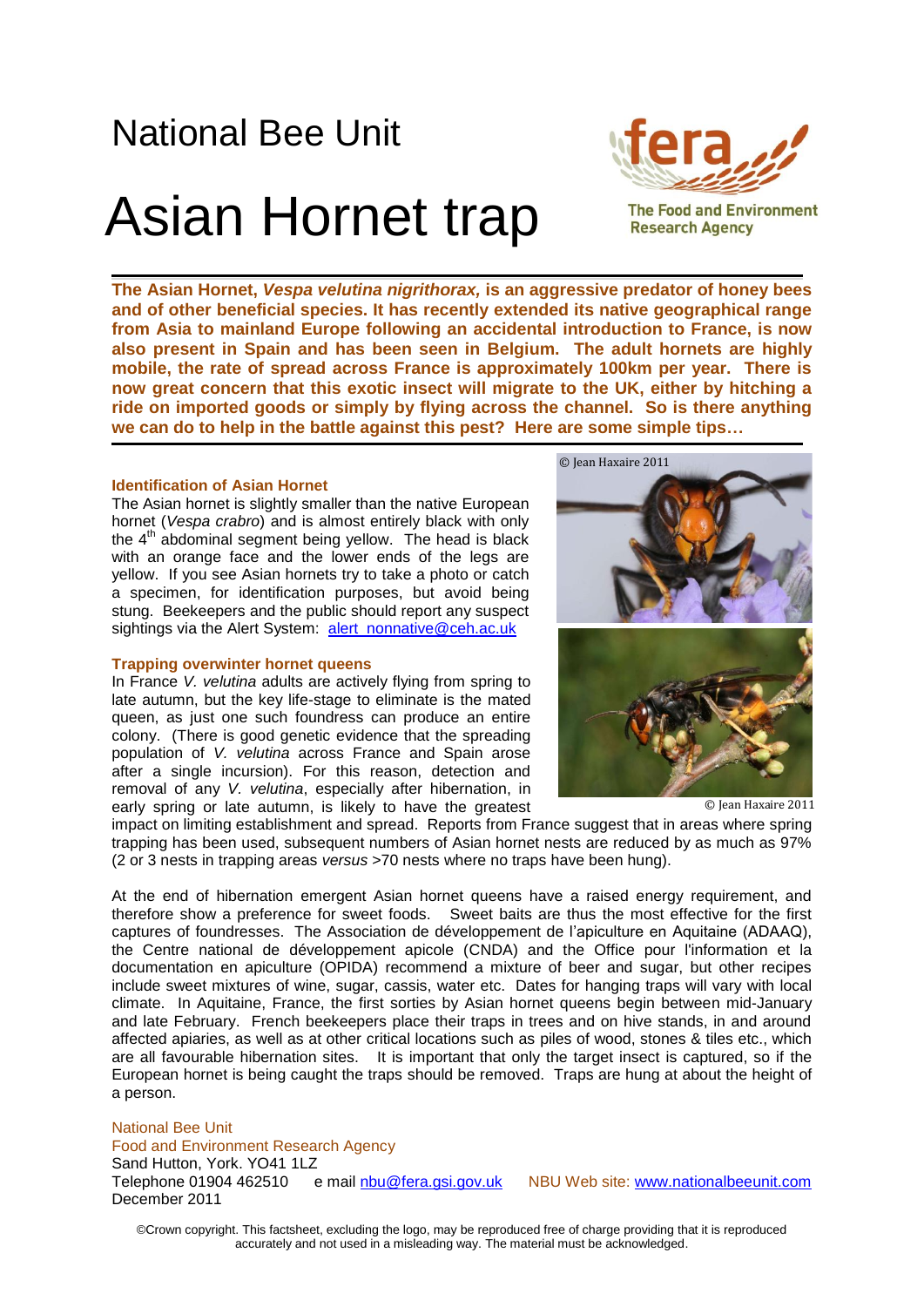National Bee Unit

# Asian Hornet trap

The Food and Environment Research Agency

**The Asian Hornet, *Vespa velutina nigrithorax,* is an aggressive predator of honey bees and of other beneficial species. It has recently extended its native geographical range from Asia to mainland Europe following an accidental introduction to France, is now also present in Spain and has been seen in Belgium. The adult hornets are highly mobile, the rate of spread across France is approximately 100km per year. There is now great concern that this exotic insect will migrate to the UK, either by hitching a ride on imported goods or simply by flying across the channel. So is there anything we can do to help in the battle against this pest? Here are some simple tips…**

### Identification of Asian Hornet

The Asian hornet is slightly smaller than the native European hornet (*Vespa crabro*) and is almost entirely black with only the 4th abdominal segment being yellow. The head is black with an orange face and the lower ends of the legs are yellow. If you see Asian hornets try to take a photo or catch a specimen, for identification purposes, but avoid being stung. Beekeepers and the public should report any suspect sightings via the Alert System: alert_nonnative@ceh.ac.uk

© Jean Haxaire 2011

© Jean Haxaire 2011

### Trapping overwinter hornet queens

In France *V. velutina* adults are actively flying from spring to late autumn, but the key life-stage to eliminate is the mated queen, as just one such foundress can produce an entire colony. (There is good genetic evidence that the spreading population of *V. velutina* across France and Spain arose after a single incursion). For this reason, detection and removal of any *V. velutina*, especially after hibernation, in early spring or late autumn, is likely to have the greatest impact on limiting establishment and spread. Reports from France suggest that in areas where spring trapping has been used, subsequent numbers of Asian hornet nests are reduced by as much as 97% (2 or 3 nests in trapping areas *versus* >70 nests where no traps have been hung).

At the end of hibernation emergent Asian hornet queens have a raised energy requirement, and therefore show a preference for sweet foods. Sweet baits are thus the most effective for the first captures of foundresses. The Association de développement de l'apiculture en Aquitaine (ADAAQ), the Centre national de développement apicole (CNDA) and the Office pour l'information et la documentation en apiculture (OPIDA) recommend a mixture of beer and sugar, but other recipes include sweet mixtures of wine, sugar, cassis, water etc. Dates for hanging traps will vary with local climate. In Aquitaine, France, the first sorties by Asian hornet queens begin between mid-January and late February. French beekeepers place their traps in trees and on hive stands, in and around affected apiaries, as well as at other critical locations such as piles of wood, stones & tiles etc., which are all favourable hibernation sites. It is important that only the target insect is captured, so if the European hornet is being caught the traps should be removed. Traps are hung at about the height of a person.

National Bee Unit
Food and Environment Research Agency
Sand Hutton, York. YO41 1LZ
Telephone 01904 462510 e mail nbu@fera.gsi.gov.uk NBU Web site: www.nationalbeeunit.com
December 2011

©Crown copyright. This factsheet, excluding the logo, may be reproduced free of charge providing that it is reproduced accurately and not used in a misleading way. The material must be acknowledged.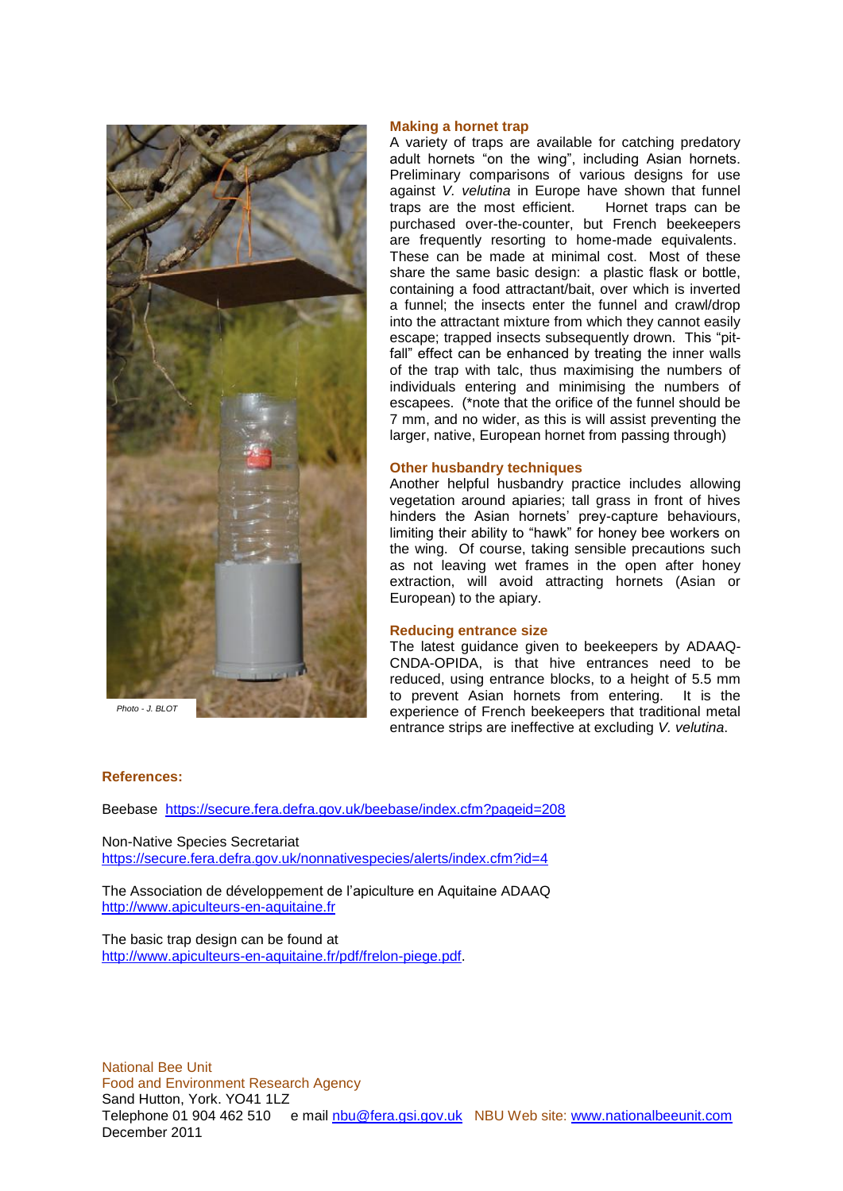Photo - J. BLOT

### Making a hornet trap

A variety of traps are available for catching predatory adult hornets "on the wing", including Asian hornets. Preliminary comparisons of various designs for use against *V. velutina* in Europe have shown that funnel traps are the most efficient. Hornet traps can be purchased over-the-counter, but French beekeepers are frequently resorting to home-made equivalents. These can be made at minimal cost. Most of these share the same basic design: a plastic flask or bottle, containing a food attractant/bait, over which is inverted a funnel; the insects enter the funnel and crawl/drop into the attractant mixture from which they cannot easily escape; trapped insects subsequently drown. This "pit-fall" effect can be enhanced by treating the inner walls of the trap with talc, thus maximising the numbers of individuals entering and minimising the numbers of escapees. (*note that the orifice of the funnel should be 7 mm, and no wider, as this is will assist preventing the larger, native, European hornet from passing through)

### Other husbandry techniques

Another helpful husbandry practice includes allowing vegetation around apiaries; tall grass in front of hives hinders the Asian hornets' prey-capture behaviours, limiting their ability to "hawk" for honey bee workers on the wing. Of course, taking sensible precautions such as not leaving wet frames in the open after honey extraction, will avoid attracting hornets (Asian or European) to the apiary.

### Reducing entrance size

The latest guidance given to beekeepers by ADAAQ-CNDA-OPIDA, is that hive entrances need to be reduced, using entrance blocks, to a height of 5.5 mm to prevent Asian hornets from entering. It is the experience of French beekeepers that traditional metal entrance strips are ineffective at excluding *V. velutina*.

### References:

Beebase https://secure.fera.defra.gov.uk/beebase/index.cfm?pageid=208

Non-Native Species Secretariat
https://secure.fera.defra.gov.uk/nonnativespecies/alerts/index.cfm?id=4

The Association de développement de l'apiculture en Aquitaine ADAAQ
http://www.apiculteurs-en-aquitaine.fr

The basic trap design can be found at
http://www.apiculteurs-en-aquitaine.fr/pdf/frelon-piege.pdf.

National Bee Unit
Food and Environment Research Agency
Sand Hutton, York. YO41 1LZ
Telephone 01 904 462 510 e mail nbu@fera.gsi.gov.uk NBU Web site: www.nationalbeeunit.com
December 2011